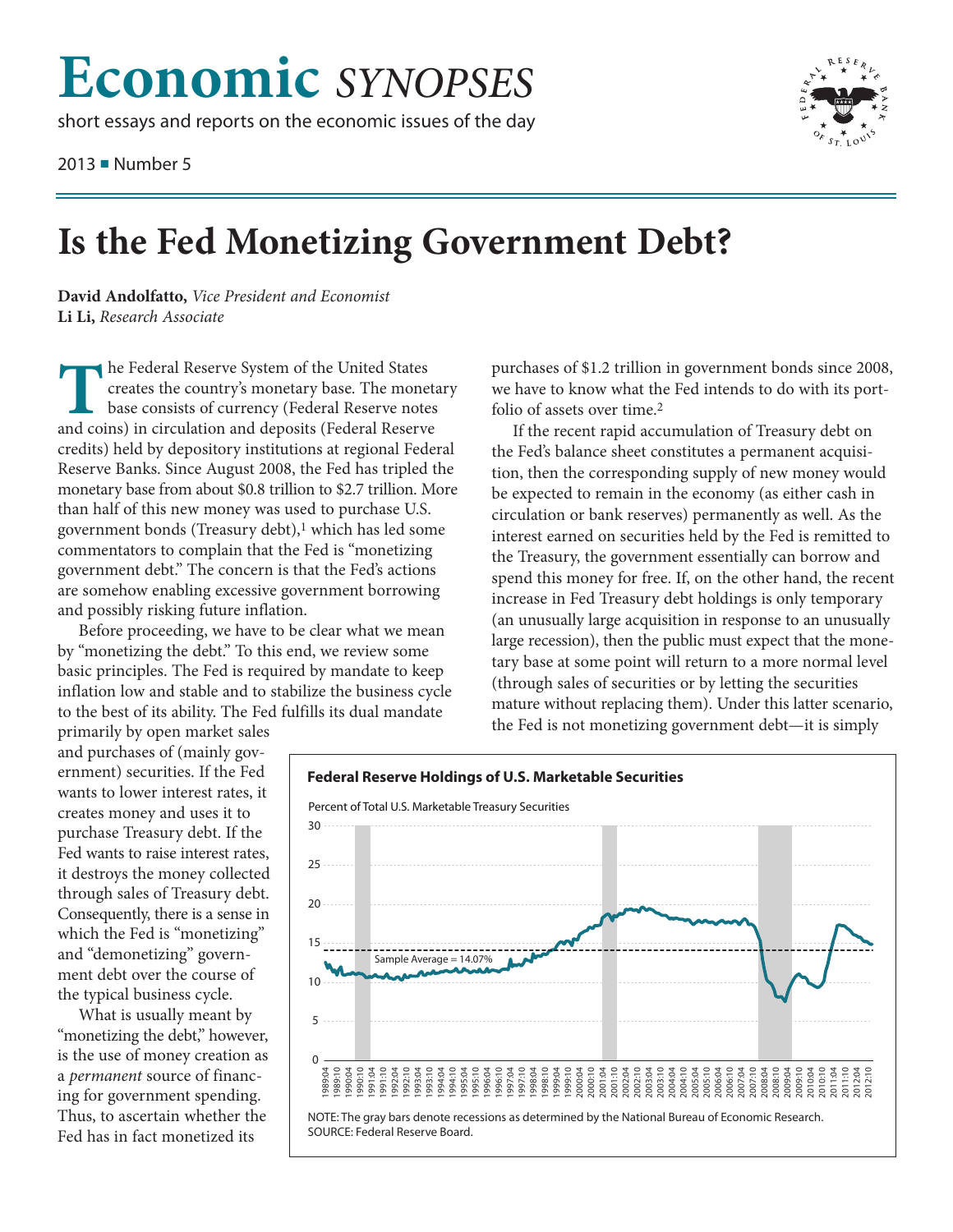# Economic *SYNOPSES*

short essays and reports on the economic issues of the day

2013 ■ Number 5

# Is the Fed Monetizing Government Debt?

**David Andolfatto,** *Vice President and Economist*
**Li Li,** *Research Associate*

The Federal Reserve System of the United States creates the country's monetary base. The monetary base consists of currency (Federal Reserve notes and coins) in circulation and deposits (Federal Reserve credits) held by depository institutions at regional Federal Reserve Banks. Since August 2008, the Fed has tripled the monetary base from about \$0.8 trillion to \$2.7 trillion. More than half of this new money was used to purchase U.S. government bonds (Treasury debt),[1] which has led some commentators to complain that the Fed is "monetizing government debt." The concern is that the Fed's actions are somehow enabling excessive government borrowing and possibly risking future inflation.

Before proceeding, we have to be clear what we mean by "monetizing the debt." To this end, we review some basic principles. The Fed is required by mandate to keep inflation low and stable and to stabilize the business cycle to the best of its ability. The Fed fulfills its dual mandate primarily by open market sales and purchases of (mainly government) securities. If the Fed wants to lower interest rates, it creates money and uses it to purchase Treasury debt. If the Fed wants to raise interest rates, it destroys the money collected through sales of Treasury debt. Consequently, there is a sense in which the Fed is "monetizing" and "demonetizing" government debt over the course of the typical business cycle.

What is usually meant by "monetizing the debt," however, is the use of money creation as a *permanent* source of financing for government spending. Thus, to ascertain whether the Fed has in fact monetized its purchases of \$1.2 trillion in government bonds since 2008, we have to know what the Fed intends to do with its portfolio of assets over time.[2]

If the recent rapid accumulation of Treasury debt on the Fed's balance sheet constitutes a permanent acquisition, then the corresponding supply of new money would be expected to remain in the economy (as either cash in circulation or bank reserves) permanently as well. As the interest earned on securities held by the Fed is remitted to the Treasury, the government essentially can borrow and spend this money for free. If, on the other hand, the recent increase in Fed Treasury debt holdings is only temporary (an unusually large acquisition in response to an unusually large recession), then the public must expect that the monetary base at some point will return to a more normal level (through sales of securities or by letting the securities mature without replacing them). Under this latter scenario, the Fed is not monetizing government debt—it is simply

**Federal Reserve Holdings of U.S. Marketable Securities**

Percent of Total U.S. Marketable Treasury Securities

NOTE: The gray bars denote recessions as determined by the National Bureau of Economic Research.
SOURCE: Federal Reserve Board.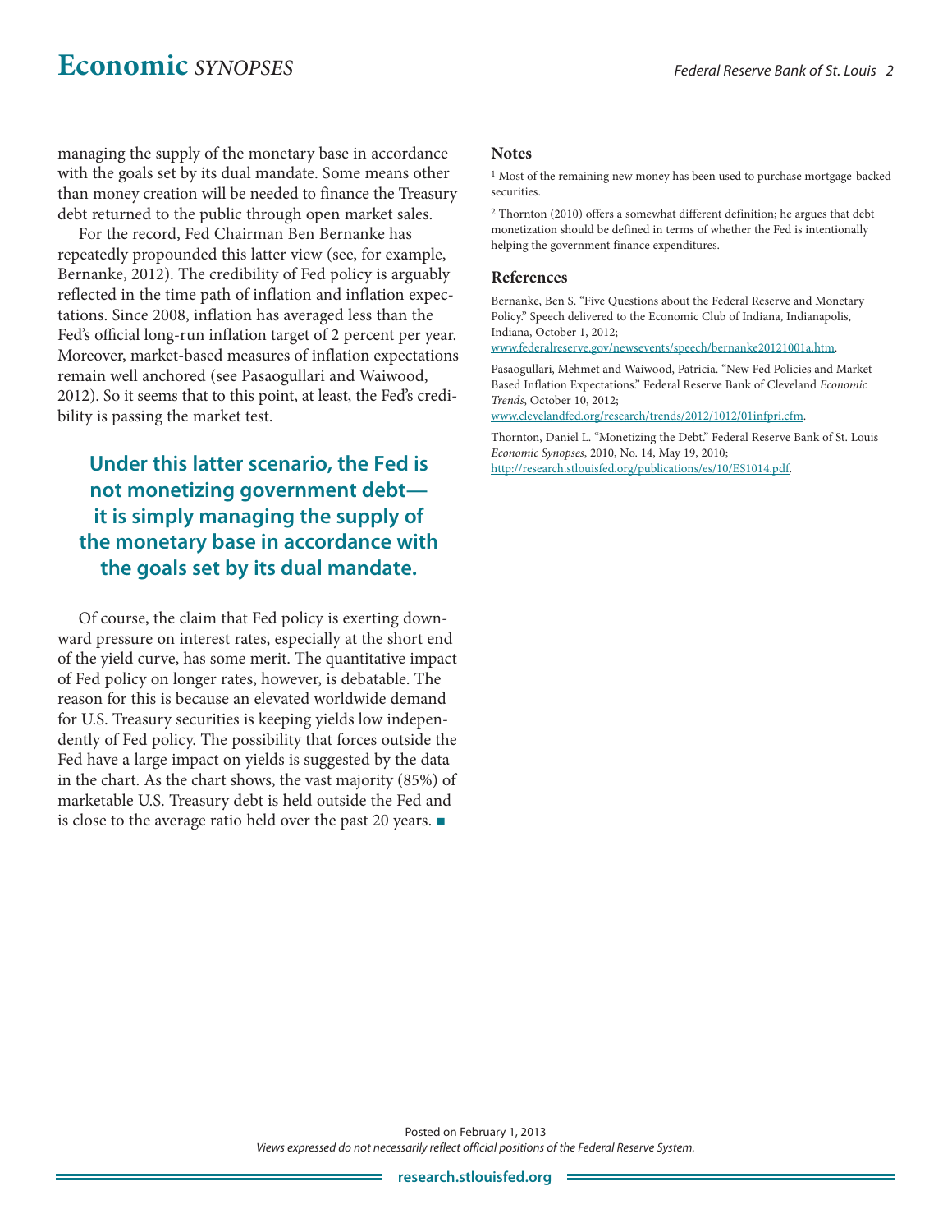managing the supply of the monetary base in accordance with the goals set by its dual mandate. Some means other than money creation will be needed to finance the Treasury debt returned to the public through open market sales.

For the record, Fed Chairman Ben Bernanke has repeatedly propounded this latter view (see, for example, Bernanke, 2012). The credibility of Fed policy is arguably reflected in the time path of inflation and inflation expectations. Since 2008, inflation has averaged less than the Fed's official long-run inflation target of 2 percent per year. Moreover, market-based measures of inflation expectations remain well anchored (see Pasaogullari and Waiwood, 2012). So it seems that to this point, at least, the Fed's credibility is passing the market test.

**Under this latter scenario, the Fed is not monetizing government debt—it is simply managing the supply of the monetary base in accordance with the goals set by its dual mandate.**

Of course, the claim that Fed policy is exerting downward pressure on interest rates, especially at the short end of the yield curve, has some merit. The quantitative impact of Fed policy on longer rates, however, is debatable. The reason for this is because an elevated worldwide demand for U.S. Treasury securities is keeping yields low independently of Fed policy. The possibility that forces outside the Fed have a large impact on yields is suggested by the data in the chart. As the chart shows, the vast majority (85%) of marketable U.S. Treasury debt is held outside the Fed and is close to the average ratio held over the past 20 years. ■

## Notes

[1] Most of the remaining new money has been used to purchase mortgage-backed securities.

[2] Thornton (2010) offers a somewhat different definition; he argues that debt monetization should be defined in terms of whether the Fed is intentionally helping the government finance expenditures.

## References

Bernanke, Ben S. "Five Questions about the Federal Reserve and Monetary Policy." Speech delivered to the Economic Club of Indiana, Indianapolis, Indiana, October 1, 2012; www.federalreserve.gov/newsevents/speech/bernanke20121001a.htm.

Pasaogullari, Mehmet and Waiwood, Patricia. "New Fed Policies and Market-Based Inflation Expectations." Federal Reserve Bank of Cleveland *Economic Trends*, October 10, 2012; www.clevelandfed.org/research/trends/2012/1012/01infpri.cfm.

Thornton, Daniel L. "Monetizing the Debt." Federal Reserve Bank of St. Louis *Economic Synopses*, 2010, No. 14, May 19, 2010; http://research.stlouisfed.org/publications/es/10/ES1014.pdf.

Posted on February 1, 2013

*Views expressed do not necessarily reflect official positions of the Federal Reserve System.*